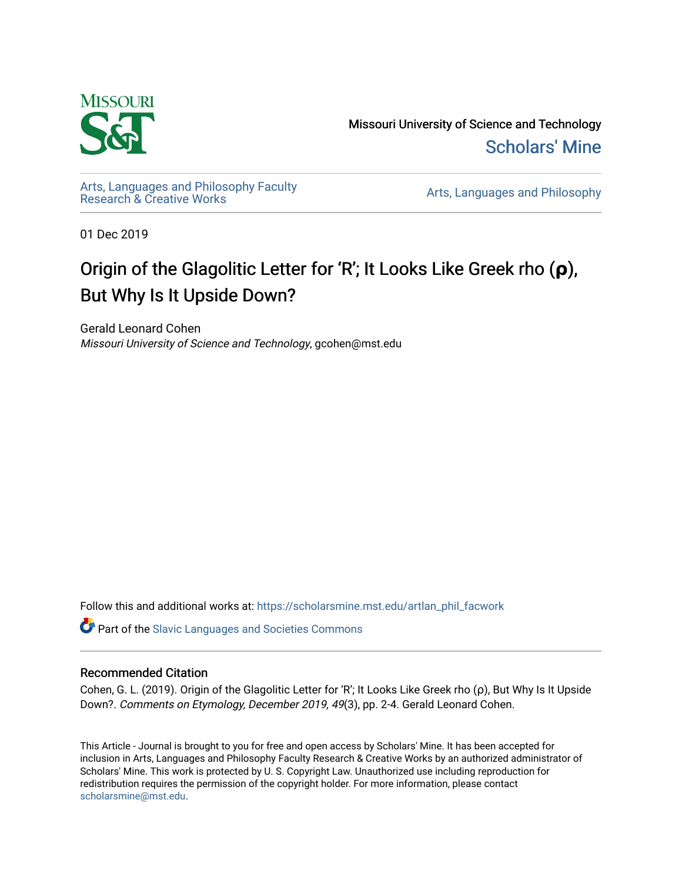Missouri University of Science and Technology

Scholars' Mine

Arts, Languages and Philosophy Faculty Research & Creative Works

Arts, Languages and Philosophy

01 Dec 2019

# Origin of the Glagolitic Letter for 'R'; It Looks Like Greek rho (ρ), But Why Is It Upside Down?

Gerald Leonard Cohen

*Missouri University of Science and Technology*, gcohen@mst.edu

Follow this and additional works at: https://scholarsmine.mst.edu/artlan_phil_facwork

Part of the Slavic Languages and Societies Commons

## Recommended Citation

Cohen, G. L. (2019). Origin of the Glagolitic Letter for 'R'; It Looks Like Greek rho (ρ), But Why Is It Upside Down?. *Comments on Etymology, December 2019, 49*(3), pp. 2-4. Gerald Leonard Cohen.

This Article - Journal is brought to you for free and open access by Scholars' Mine. It has been accepted for inclusion in Arts, Languages and Philosophy Faculty Research & Creative Works by an authorized administrator of Scholars' Mine. This work is protected by U. S. Copyright Law. Unauthorized use including reproduction for redistribution requires the permission of the copyright holder. For more information, please contact scholarsmine@mst.edu.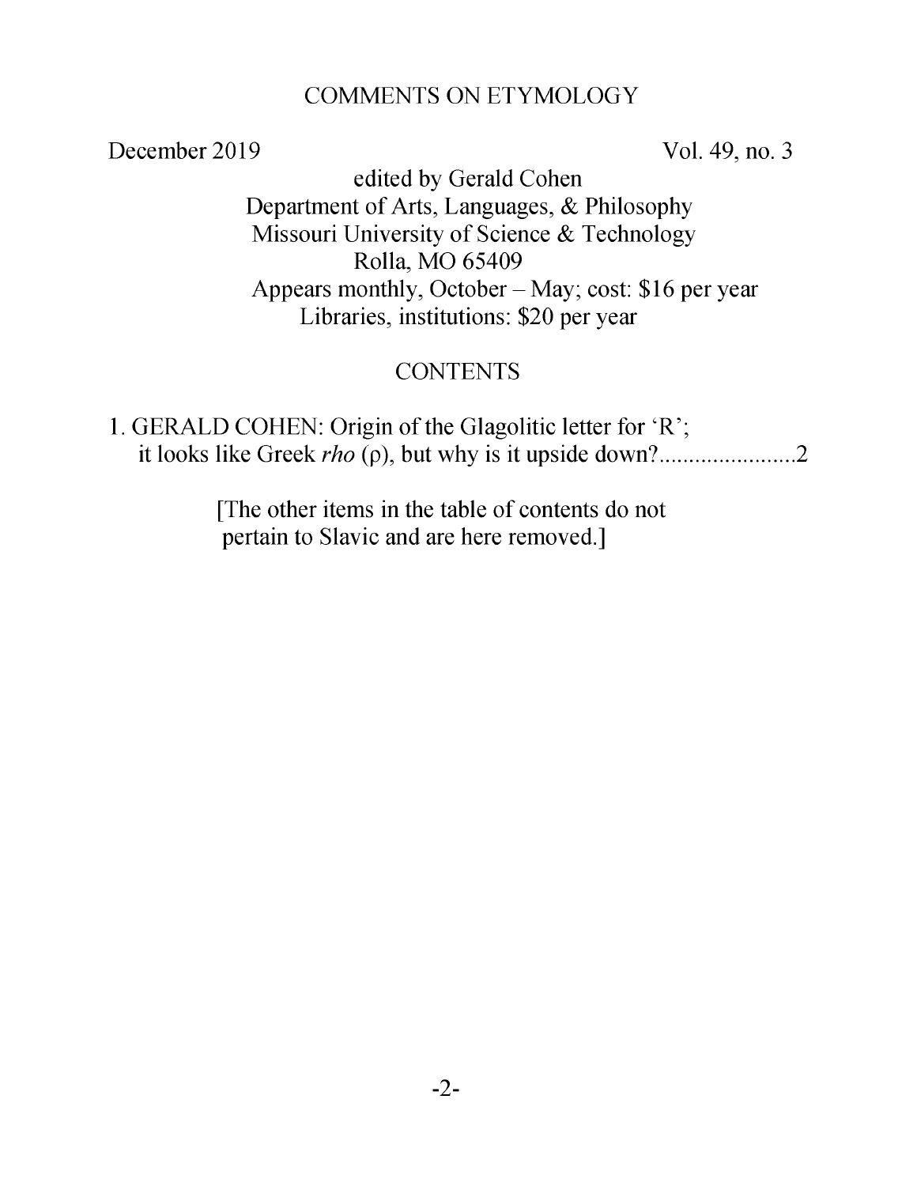# COMMENTS ON ETYMOLOGY

December 2019 Vol. 49, no. 3

edited by Gerald Cohen
Department of Arts, Languages, & Philosophy
Missouri University of Science & Technology
Rolla, MO 65409
Appears monthly, October – May; cost: $16 per year
Libraries, institutions: $20 per year

## CONTENTS

1. GERALD COHEN: Origin of the Glagolitic letter for 'R'; it looks like Greek *rho* (ρ), but why is it upside down?.......................2

[The other items in the table of contents do not pertain to Slavic and are here removed.]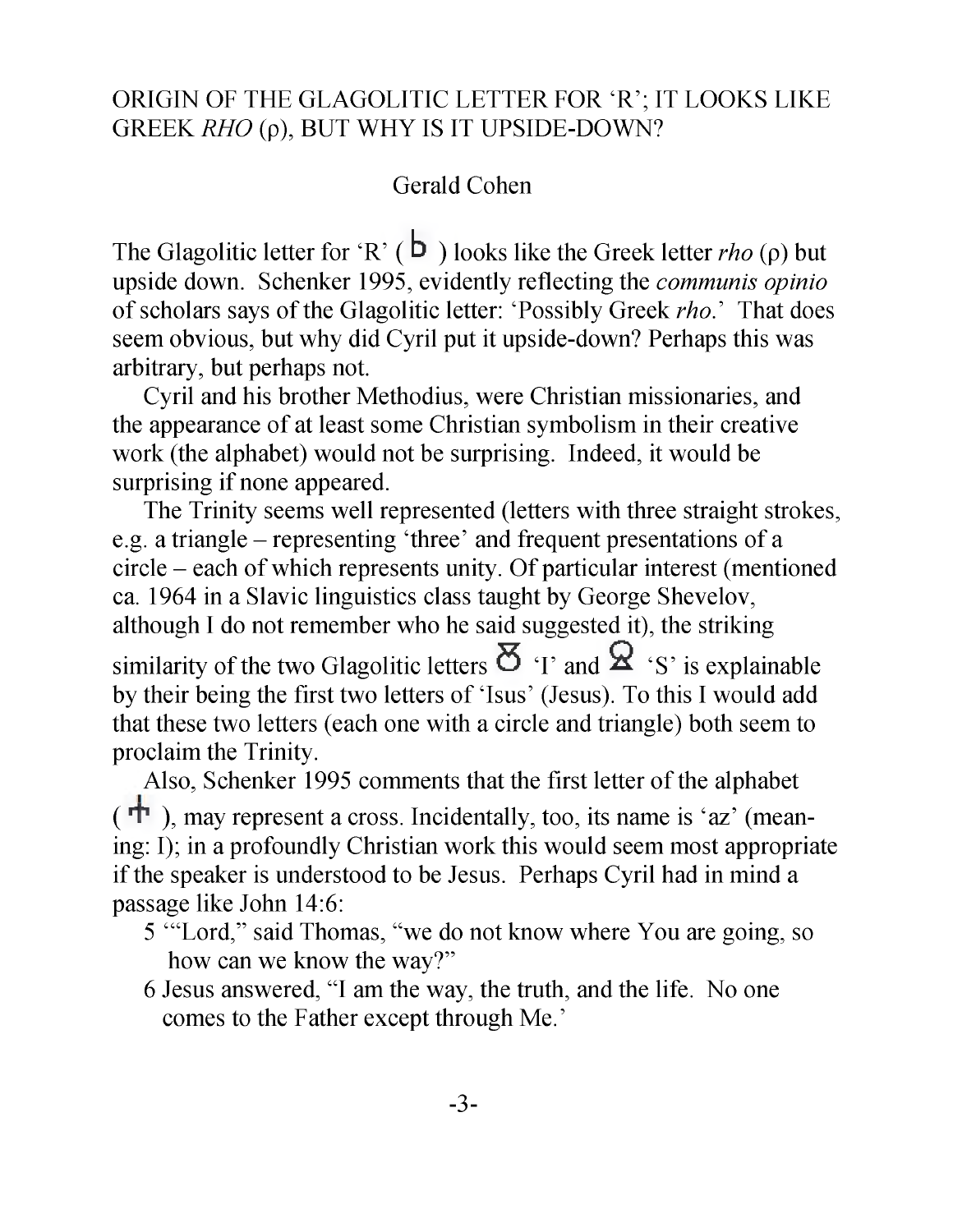# ORIGIN OF THE GLAGOLITIC LETTER FOR 'R'; IT LOOKS LIKE GREEK *RHO* (ρ), BUT WHY IS IT UPSIDE-DOWN?

Gerald Cohen

The Glagolitic letter for 'R' ( Ⱃ ) looks like the Greek letter *rho* (ρ) but upside down. Schenker 1995, evidently reflecting the *communis opinio* of scholars says of the Glagolitic letter: 'Possibly Greek *rho*.' That does seem obvious, but why did Cyril put it upside-down? Perhaps this was arbitrary, but perhaps not.

Cyril and his brother Methodius, were Christian missionaries, and the appearance of at least some Christian symbolism in their creative work (the alphabet) would not be surprising. Indeed, it would be surprising if none appeared.

The Trinity seems well represented (letters with three straight strokes, e.g. a triangle – representing 'three' and frequent presentations of a circle – each of which represents unity. Of particular interest (mentioned ca. 1964 in a Slavic linguistics class taught by George Shevelov, although I do not remember who he said suggested it), the striking similarity of the two Glagolitic letters Ⰺ 'I' and Ⱄ 'S' is explainable by their being the first two letters of 'Isus' (Jesus). To this I would add that these two letters (each one with a circle and triangle) both seem to proclaim the Trinity.

Also, Schenker 1995 comments that the first letter of the alphabet ( Ⰰ ), may represent a cross. Incidentally, too, its name is 'az' (meaning: I); in a profoundly Christian work this would seem most appropriate if the speaker is understood to be Jesus. Perhaps Cyril had in mind a passage like John 14:6:

5 '"Lord," said Thomas, "we do not know where You are going, so how can we know the way?"

6 Jesus answered, "I am the way, the truth, and the life. No one comes to the Father except through Me.'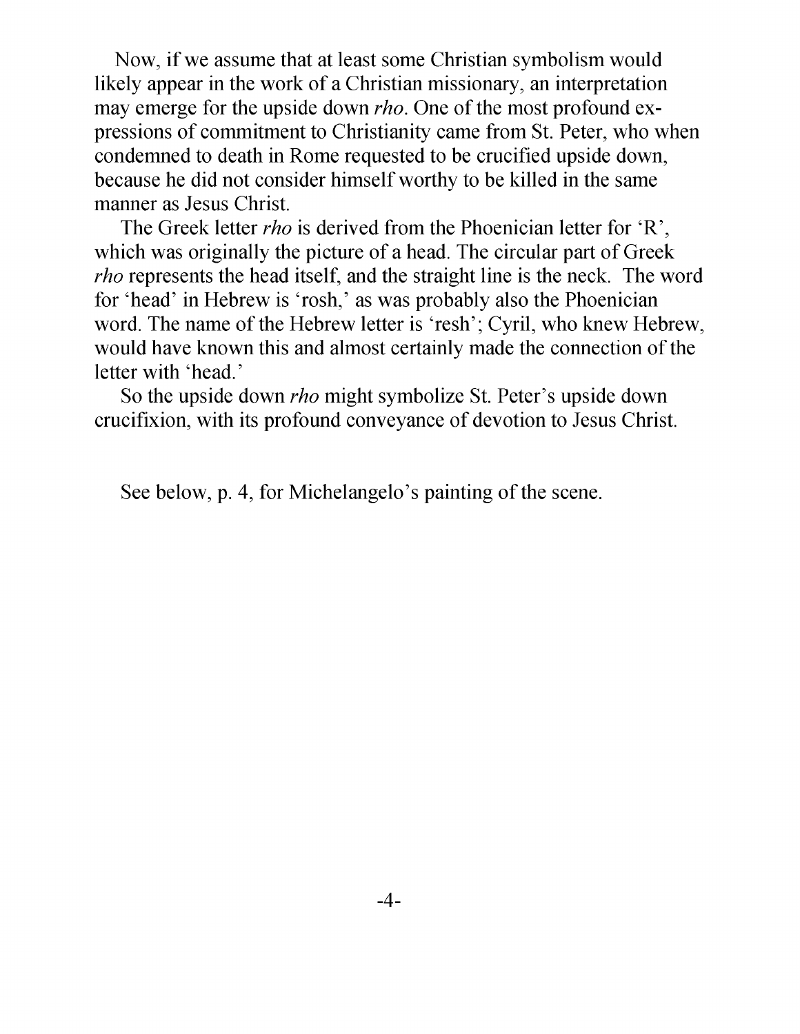Now, if we assume that at least some Christian symbolism would likely appear in the work of a Christian missionary, an interpretation may emerge for the upside down *rho*. One of the most profound expressions of commitment to Christianity came from St. Peter, who when condemned to death in Rome requested to be crucified upside down, because he did not consider himself worthy to be killed in the same manner as Jesus Christ.

The Greek letter *rho* is derived from the Phoenician letter for 'R', which was originally the picture of a head. The circular part of Greek *rho* represents the head itself, and the straight line is the neck. The word for 'head' in Hebrew is 'rosh,' as was probably also the Phoenician word. The name of the Hebrew letter is 'resh'; Cyril, who knew Hebrew, would have known this and almost certainly made the connection of the letter with 'head.'

So the upside down *rho* might symbolize St. Peter's upside down crucifixion, with its profound conveyance of devotion to Jesus Christ.

See below, p. 4, for Michelangelo's painting of the scene.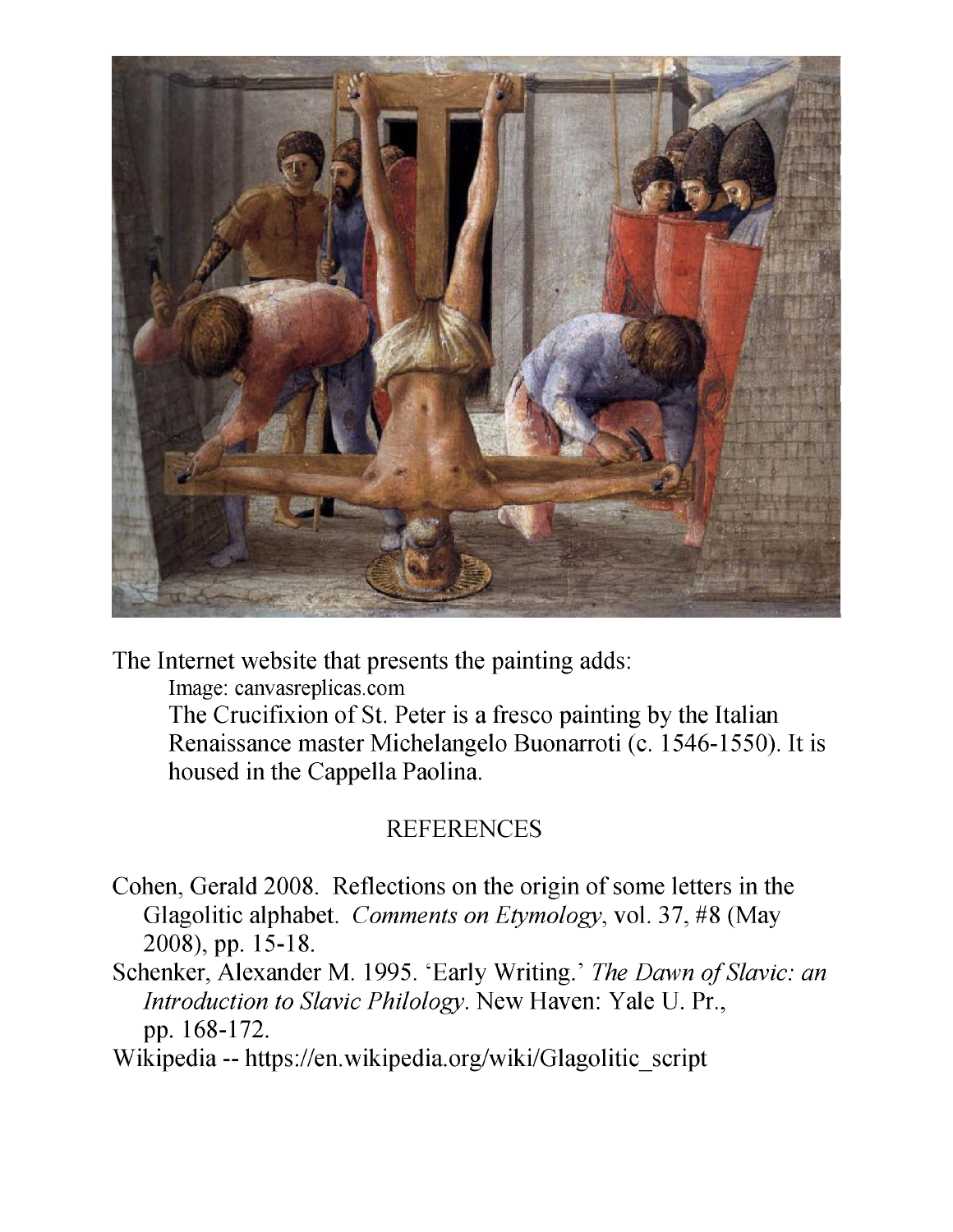The Internet website that presents the painting adds:

> Image: canvasreplicas.com
>
> The Crucifixion of St. Peter is a fresco painting by the Italian Renaissance master Michelangelo Buonarroti (c. 1546-1550). It is housed in the Cappella Paolina.

## REFERENCES

Cohen, Gerald 2008. Reflections on the origin of some letters in the Glagolitic alphabet. *Comments on Etymology*, vol. 37, #8 (May 2008), pp. 15-18.

Schenker, Alexander M. 1995. 'Early Writing.' *The Dawn of Slavic: an Introduction to Slavic Philology*. New Haven: Yale U. Pr., pp. 168-172.

Wikipedia -- https://en.wikipedia.org/wiki/Glagolitic_script